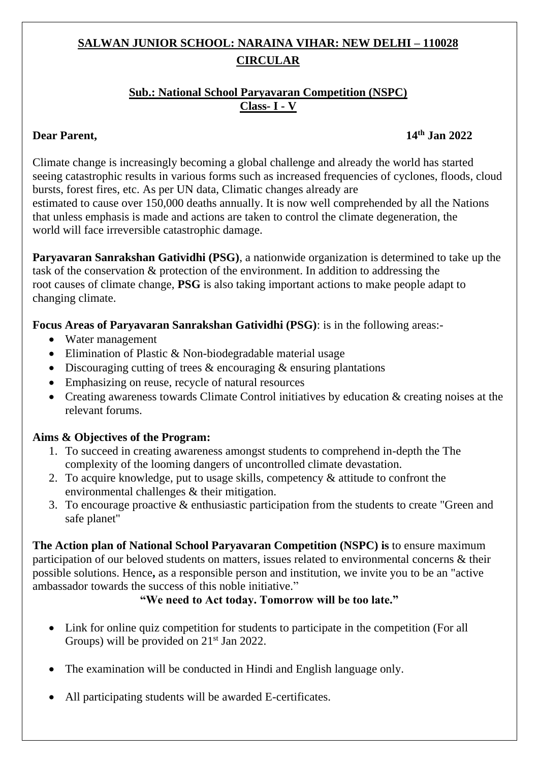# SALWAN JUNIOR SCHOOL: NARAINA VIHAR: NEW DELHI – 110028

## CIRCULAR

**Sub.: National School Paryavaran Competition (NSPC)**
**Class- I - V**

**Dear Parent,** **14th Jan 2022**

Climate change is increasingly becoming a global challenge and already the world has started seeing catastrophic results in various forms such as increased frequencies of cyclones, floods, cloud bursts, forest fires, etc. As per UN data, Climatic changes already are estimated to cause over 150,000 deaths annually. It is now well comprehended by all the Nations that unless emphasis is made and actions are taken to control the climate degeneration, the world will face irreversible catastrophic damage.

**Paryavaran Sanrakshan Gatividhi (PSG)**, a nationwide organization is determined to take up the task of the conservation & protection of the environment. In addition to addressing the root causes of climate change, **PSG** is also taking important actions to make people adapt to changing climate.

**Focus Areas of Paryavaran Sanrakshan Gatividhi (PSG)**: is in the following areas:-

- Water management
- Elimination of Plastic & Non-biodegradable material usage
- Discouraging cutting of trees & encouraging & ensuring plantations
- Emphasizing on reuse, recycle of natural resources
- Creating awareness towards Climate Control initiatives by education & creating noises at the relevant forums.

**Aims & Objectives of the Program:**

1. To succeed in creating awareness amongst students to comprehend in-depth the The complexity of the looming dangers of uncontrolled climate devastation.
2. To acquire knowledge, put to usage skills, competency & attitude to confront the environmental challenges & their mitigation.
3. To encourage proactive & enthusiastic participation from the students to create "Green and safe planet"

**The Action plan of National School Paryavaran Competition (NSPC) is** to ensure maximum participation of our beloved students on matters, issues related to environmental concerns & their possible solutions. Hence**,** as a responsible person and institution, we invite you to be an "active ambassador towards the success of this noble initiative."

**"We need to Act today. Tomorrow will be too late."**

- Link for online quiz competition for students to participate in the competition (For all Groups) will be provided on 21st Jan 2022.
- The examination will be conducted in Hindi and English language only.
- All participating students will be awarded E-certificates.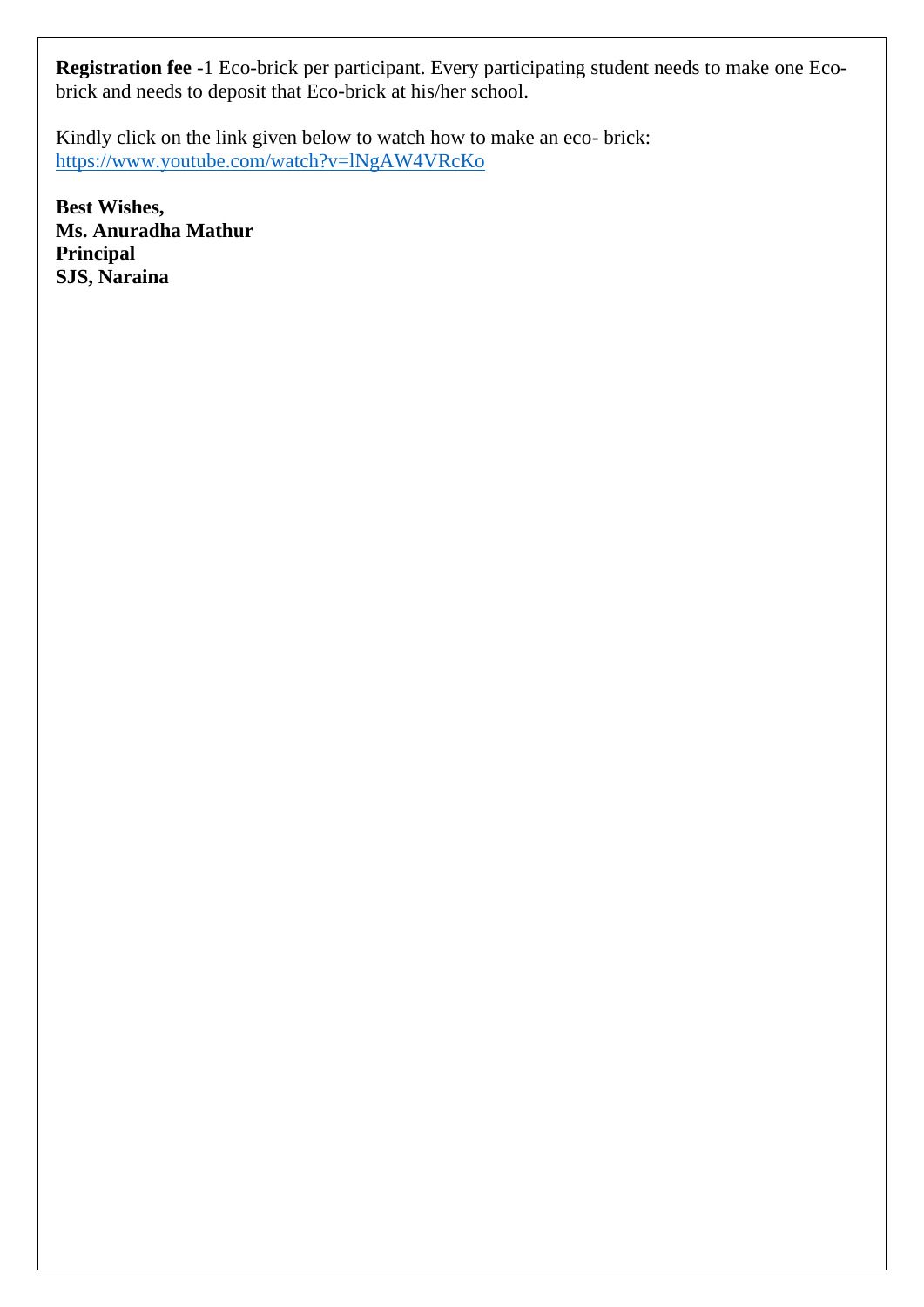**Registration fee** -1 Eco-brick per participant. Every participating student needs to make one Eco-brick and needs to deposit that Eco-brick at his/her school.

Kindly click on the link given below to watch how to make an eco- brick:
https://www.youtube.com/watch?v=lNgAW4VRcKo

**Best Wishes,**
**Ms. Anuradha Mathur**
**Principal**
**SJS, Naraina**